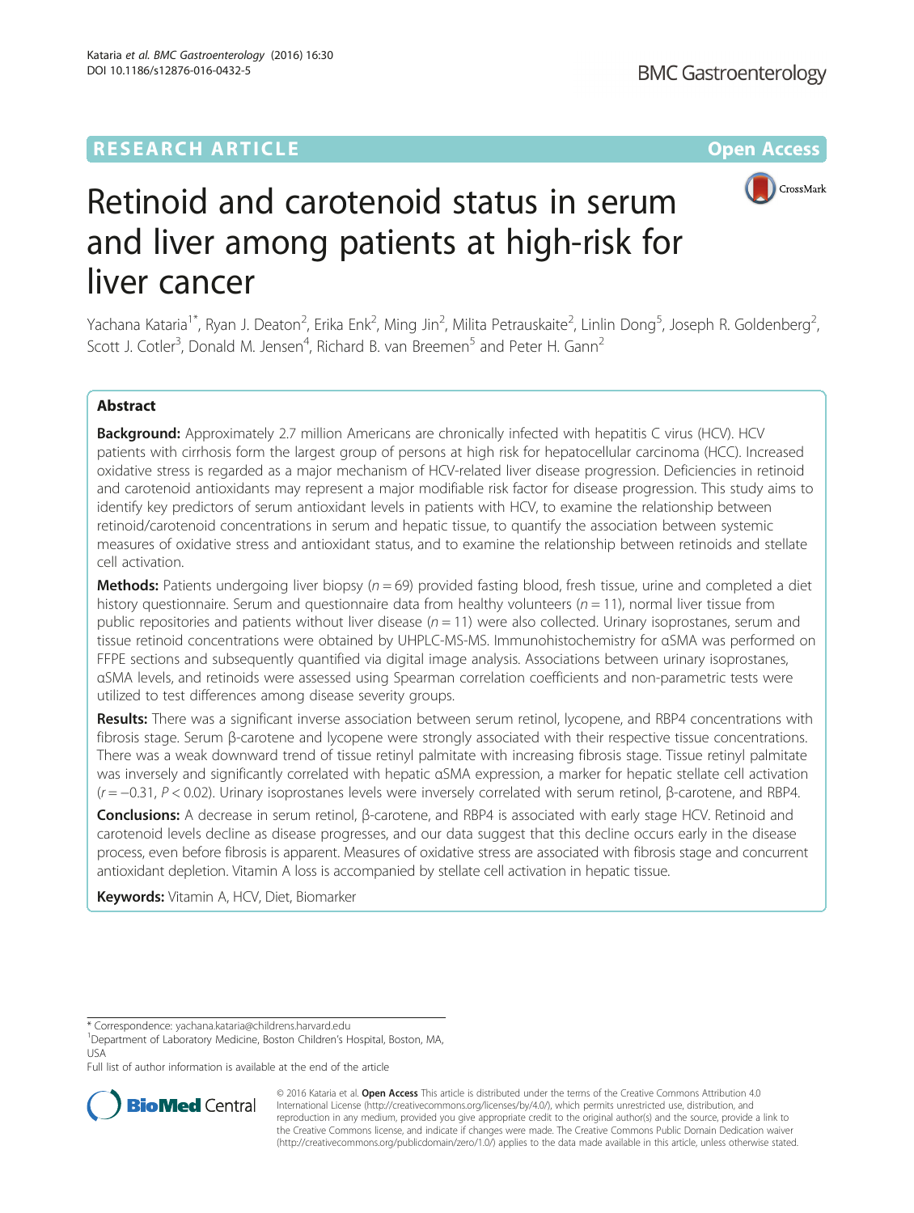RESEARCH ARTICLE

Open Access

# Retinoid and carotenoid status in serum and liver among patients at high-risk for liver cancer

Yachana Kataria[1*], Ryan J. Deaton[2], Erika Enk[2], Ming Jin[2], Milita Petrauskaite[2], Linlin Dong[5], Joseph R. Goldenberg[2], Scott J. Cotler[3], Donald M. Jensen[4], Richard B. van Breemen[5] and Peter H. Gann[2]

## Abstract

**Background:** Approximately 2.7 million Americans are chronically infected with hepatitis C virus (HCV). HCV patients with cirrhosis form the largest group of persons at high risk for hepatocellular carcinoma (HCC). Increased oxidative stress is regarded as a major mechanism of HCV-related liver disease progression. Deficiencies in retinoid and carotenoid antioxidants may represent a major modifiable risk factor for disease progression. This study aims to identify key predictors of serum antioxidant levels in patients with HCV, to examine the relationship between retinoid/carotenoid concentrations in serum and hepatic tissue, to quantify the association between systemic measures of oxidative stress and antioxidant status, and to examine the relationship between retinoids and stellate cell activation.

**Methods:** Patients undergoing liver biopsy ($n = 69$) provided fasting blood, fresh tissue, urine and completed a diet history questionnaire. Serum and questionnaire data from healthy volunteers ($n = 11$), normal liver tissue from public repositories and patients without liver disease ($n = 11$) were also collected. Urinary isoprostanes, serum and tissue retinoid concentrations were obtained by UHPLC-MS-MS. Immunohistochemistry for αSMA was performed on FFPE sections and subsequently quantified via digital image analysis. Associations between urinary isoprostanes, αSMA levels, and retinoids were assessed using Spearman correlation coefficients and non-parametric tests were utilized to test differences among disease severity groups.

**Results:** There was a significant inverse association between serum retinol, lycopene, and RBP4 concentrations with fibrosis stage. Serum β-carotene and lycopene were strongly associated with their respective tissue concentrations. There was a weak downward trend of tissue retinyl palmitate with increasing fibrosis stage. Tissue retinyl palmitate was inversely and significantly correlated with hepatic αSMA expression, a marker for hepatic stellate cell activation ($r = -0.31$, $P < 0.02$). Urinary isoprostanes levels were inversely correlated with serum retinol, β-carotene, and RBP4.

**Conclusions:** A decrease in serum retinol, β-carotene, and RBP4 is associated with early stage HCV. Retinoid and carotenoid levels decline as disease progresses, and our data suggest that this decline occurs early in the disease process, even before fibrosis is apparent. Measures of oxidative stress are associated with fibrosis stage and concurrent antioxidant depletion. Vitamin A loss is accompanied by stellate cell activation in hepatic tissue.

**Keywords:** Vitamin A, HCV, Diet, Biomarker

---

\* Correspondence: yachana.kataria@childrens.harvard.edu
[1]Department of Laboratory Medicine, Boston Children's Hospital, Boston, MA, USA

Full list of author information is available at the end of the article

© 2016 Kataria et al. **Open Access** This article is distributed under the terms of the Creative Commons Attribution 4.0 International License (http://creativecommons.org/licenses/by/4.0/), which permits unrestricted use, distribution, and reproduction in any medium, provided you give appropriate credit to the original author(s) and the source, provide a link to the Creative Commons license, and indicate if changes were made. The Creative Commons Public Domain Dedication waiver (http://creativecommons.org/publicdomain/zero/1.0/) applies to the data made available in this article, unless otherwise stated.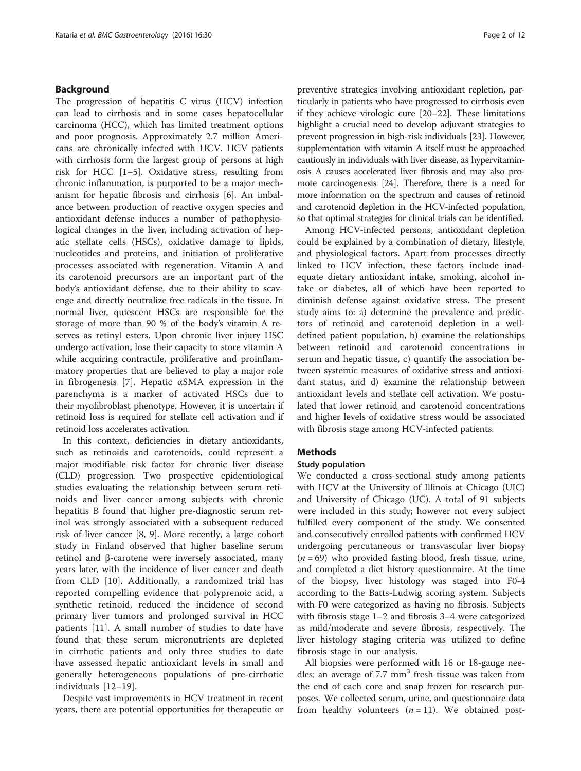## Background

The progression of hepatitis C virus (HCV) infection can lead to cirrhosis and in some cases hepatocellular carcinoma (HCC), which has limited treatment options and poor prognosis. Approximately 2.7 million Americans are chronically infected with HCV. HCV patients with cirrhosis form the largest group of persons at high risk for HCC [1–5]. Oxidative stress, resulting from chronic inflammation, is purported to be a major mechanism for hepatic fibrosis and cirrhosis [6]. An imbalance between production of reactive oxygen species and antioxidant defense induces a number of pathophysiological changes in the liver, including activation of hepatic stellate cells (HSCs), oxidative damage to lipids, nucleotides and proteins, and initiation of proliferative processes associated with regeneration. Vitamin A and its carotenoid precursors are an important part of the body's antioxidant defense, due to their ability to scavenge and directly neutralize free radicals in the tissue. In normal liver, quiescent HSCs are responsible for the storage of more than 90 % of the body's vitamin A reserves as retinyl esters. Upon chronic liver injury HSC undergo activation, lose their capacity to store vitamin A while acquiring contractile, proliferative and proinflammatory properties that are believed to play a major role in fibrogenesis [7]. Hepatic αSMA expression in the parenchyma is a marker of activated HSCs due to their myofibroblast phenotype. However, it is uncertain if retinoid loss is required for stellate cell activation and if retinoid loss accelerates activation.

In this context, deficiencies in dietary antioxidants, such as retinoids and carotenoids, could represent a major modifiable risk factor for chronic liver disease (CLD) progression. Two prospective epidemiological studies evaluating the relationship between serum retinoids and liver cancer among subjects with chronic hepatitis B found that higher pre-diagnostic serum retinol was strongly associated with a subsequent reduced risk of liver cancer [8, 9]. More recently, a large cohort study in Finland observed that higher baseline serum retinol and β-carotene were inversely associated, many years later, with the incidence of liver cancer and death from CLD [10]. Additionally, a randomized trial has reported compelling evidence that polyprenoic acid, a synthetic retinoid, reduced the incidence of second primary liver tumors and prolonged survival in HCC patients [11]. A small number of studies to date have found that these serum micronutrients are depleted in cirrhotic patients and only three studies to date have assessed hepatic antioxidant levels in small and generally heterogeneous populations of pre-cirrhotic individuals [12–19].

Despite vast improvements in HCV treatment in recent years, there are potential opportunities for therapeutic or preventive strategies involving antioxidant repletion, particularly in patients who have progressed to cirrhosis even if they achieve virologic cure [20–22]. These limitations highlight a crucial need to develop adjuvant strategies to prevent progression in high-risk individuals [23]. However, supplementation with vitamin A itself must be approached cautiously in individuals with liver disease, as hypervitaminosis A causes accelerated liver fibrosis and may also promote carcinogenesis [24]. Therefore, there is a need for more information on the spectrum and causes of retinoid and carotenoid depletion in the HCV-infected population, so that optimal strategies for clinical trials can be identified.

Among HCV-infected persons, antioxidant depletion could be explained by a combination of dietary, lifestyle, and physiological factors. Apart from processes directly linked to HCV infection, these factors include inadequate dietary antioxidant intake, smoking, alcohol intake or diabetes, all of which have been reported to diminish defense against oxidative stress. The present study aims to: a) determine the prevalence and predictors of retinoid and carotenoid depletion in a well-defined patient population, b) examine the relationships between retinoid and carotenoid concentrations in serum and hepatic tissue, c) quantify the association between systemic measures of oxidative stress and antioxidant status, and d) examine the relationship between antioxidant levels and stellate cell activation. We postulated that lower retinoid and carotenoid concentrations and higher levels of oxidative stress would be associated with fibrosis stage among HCV-infected patients.

## Methods

### Study population

We conducted a cross-sectional study among patients with HCV at the University of Illinois at Chicago (UIC) and University of Chicago (UC). A total of 91 subjects were included in this study; however not every subject fulfilled every component of the study. We consented and consecutively enrolled patients with confirmed HCV undergoing percutaneous or transvascular liver biopsy ($n = 69$) who provided fasting blood, fresh tissue, urine, and completed a diet history questionnaire. At the time of the biopsy, liver histology was staged into F0-4 according to the Batts-Ludwig scoring system. Subjects with F0 were categorized as having no fibrosis. Subjects with fibrosis stage 1–2 and fibrosis 3–4 were categorized as mild/moderate and severe fibrosis, respectively. The liver histology staging criteria was utilized to define fibrosis stage in our analysis.

All biopsies were performed with 16 or 18-gauge needles; an average of 7.7 $mm^3$ fresh tissue was taken from the end of each core and snap frozen for research purposes. We collected serum, urine, and questionnaire data from healthy volunteers ($n = 11$). We obtained post-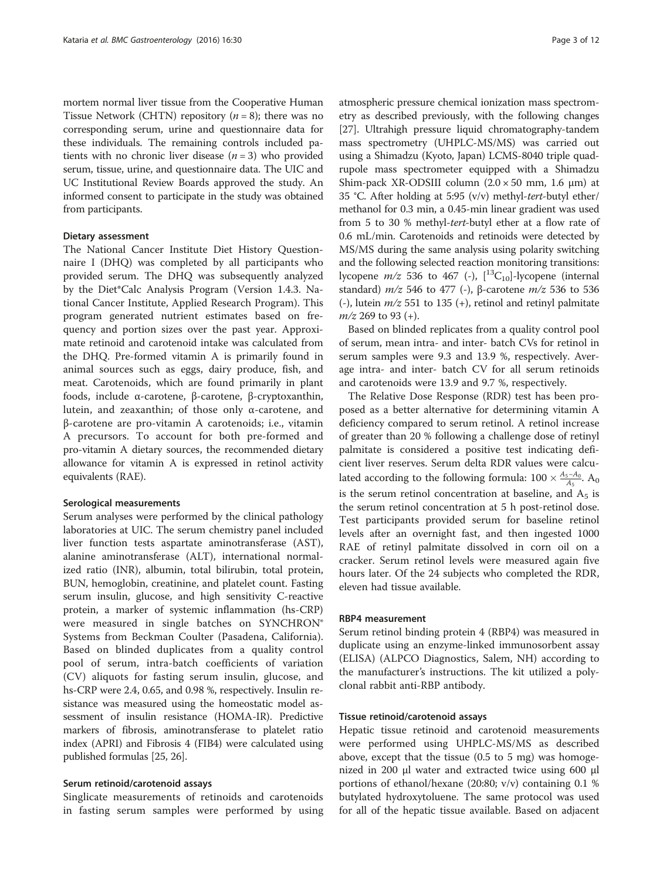mortem normal liver tissue from the Cooperative Human Tissue Network (CHTN) repository ($n = 8$); there was no corresponding serum, urine and questionnaire data for these individuals. The remaining controls included patients with no chronic liver disease ($n = 3$) who provided serum, tissue, urine, and questionnaire data. The UIC and UC Institutional Review Boards approved the study. An informed consent to participate in the study was obtained from participants.

#### Dietary assessment

The National Cancer Institute Diet History Questionnaire I (DHQ) was completed by all participants who provided serum. The DHQ was subsequently analyzed by the Diet*Calc Analysis Program (Version 1.4.3. National Cancer Institute, Applied Research Program). This program generated nutrient estimates based on frequency and portion sizes over the past year. Approximate retinoid and carotenoid intake was calculated from the DHQ. Pre-formed vitamin A is primarily found in animal sources such as eggs, dairy produce, fish, and meat. Carotenoids, which are found primarily in plant foods, include α-carotene, β-carotene, β-cryptoxanthin, lutein, and zeaxanthin; of those only α-carotene, and β-carotene are pro-vitamin A carotenoids; i.e., vitamin A precursors. To account for both pre-formed and pro-vitamin A dietary sources, the recommended dietary allowance for vitamin A is expressed in retinol activity equivalents (RAE).

#### Serological measurements

Serum analyses were performed by the clinical pathology laboratories at UIC. The serum chemistry panel included liver function tests aspartate aminotransferase (AST), alanine aminotransferase (ALT), international normalized ratio (INR), albumin, total bilirubin, total protein, BUN, hemoglobin, creatinine, and platelet count. Fasting serum insulin, glucose, and high sensitivity C-reactive protein, a marker of systemic inflammation (hs-CRP) were measured in single batches on SYNCHRON® Systems from Beckman Coulter (Pasadena, California). Based on blinded duplicates from a quality control pool of serum, intra-batch coefficients of variation (CV) aliquots for fasting serum insulin, glucose, and hs-CRP were 2.4, 0.65, and 0.98 %, respectively. Insulin resistance was measured using the homeostatic model assessment of insulin resistance (HOMA-IR). Predictive markers of fibrosis, aminotransferase to platelet ratio index (APRI) and Fibrosis 4 (FIB4) were calculated using published formulas [25, 26].

#### Serum retinoid/carotenoid assays

Singlicate measurements of retinoids and carotenoids in fasting serum samples were performed by using atmospheric pressure chemical ionization mass spectrometry as described previously, with the following changes [27]. Ultrahigh pressure liquid chromatography-tandem mass spectrometry (UHPLC-MS/MS) was carried out using a Shimadzu (Kyoto, Japan) LCMS-8040 triple quadrupole mass spectrometer equipped with a Shimadzu Shim-pack XR-ODSIII column (2.0 × 50 mm, 1.6 μm) at 35 °C. After holding at 5:95 (v/v) methyl-*tert*-butyl ether/methanol for 0.3 min, a 0.45-min linear gradient was used from 5 to 30 % methyl-*tert*-butyl ether at a flow rate of 0.6 mL/min. Carotenoids and retinoids were detected by MS/MS during the same analysis using polarity switching and the following selected reaction monitoring transitions: lycopene $m/z$ 536 to 467 (-), [$^{13}C_{10}$]-lycopene (internal standard) $m/z$ 546 to 477 (-), β-carotene $m/z$ 536 to 536 (-), lutein $m/z$ 551 to 135 (+), retinol and retinyl palmitate $m/z$ 269 to 93 (+).

Based on blinded replicates from a quality control pool of serum, mean intra- and inter- batch CVs for retinol in serum samples were 9.3 and 13.9 %, respectively. Average intra- and inter- batch CV for all serum retinoids and carotenoids were 13.9 and 9.7 %, respectively.

The Relative Dose Response (RDR) test has been proposed as a better alternative for determining vitamin A deficiency compared to serum retinol. A retinol increase of greater than 20 % following a challenge dose of retinyl palmitate is considered a positive test indicating deficient liver reserves. Serum delta RDR values were calculated according to the following formula: $100 \times \frac{A_5 - A_0}{A_5}$. $A_0$ is the serum retinol concentration at baseline, and $A_5$ is the serum retinol concentration at 5 h post-retinol dose. Test participants provided serum for baseline retinol levels after an overnight fast, and then ingested 1000 RAE of retinyl palmitate dissolved in corn oil on a cracker. Serum retinol levels were measured again five hours later. Of the 24 subjects who completed the RDR, eleven had tissue available.

#### RBP4 measurement

Serum retinol binding protein 4 (RBP4) was measured in duplicate using an enzyme-linked immunosorbent assay (ELISA) (ALPCO Diagnostics, Salem, NH) according to the manufacturer's instructions. The kit utilized a polyclonal rabbit anti-RBP antibody.

#### Tissue retinoid/carotenoid assays

Hepatic tissue retinoid and carotenoid measurements were performed using UHPLC-MS/MS as described above, except that the tissue (0.5 to 5 mg) was homogenized in 200 μl water and extracted twice using 600 μl portions of ethanol/hexane (20:80; v/v) containing 0.1 % butylated hydroxytoluene. The same protocol was used for all of the hepatic tissue available. Based on adjacent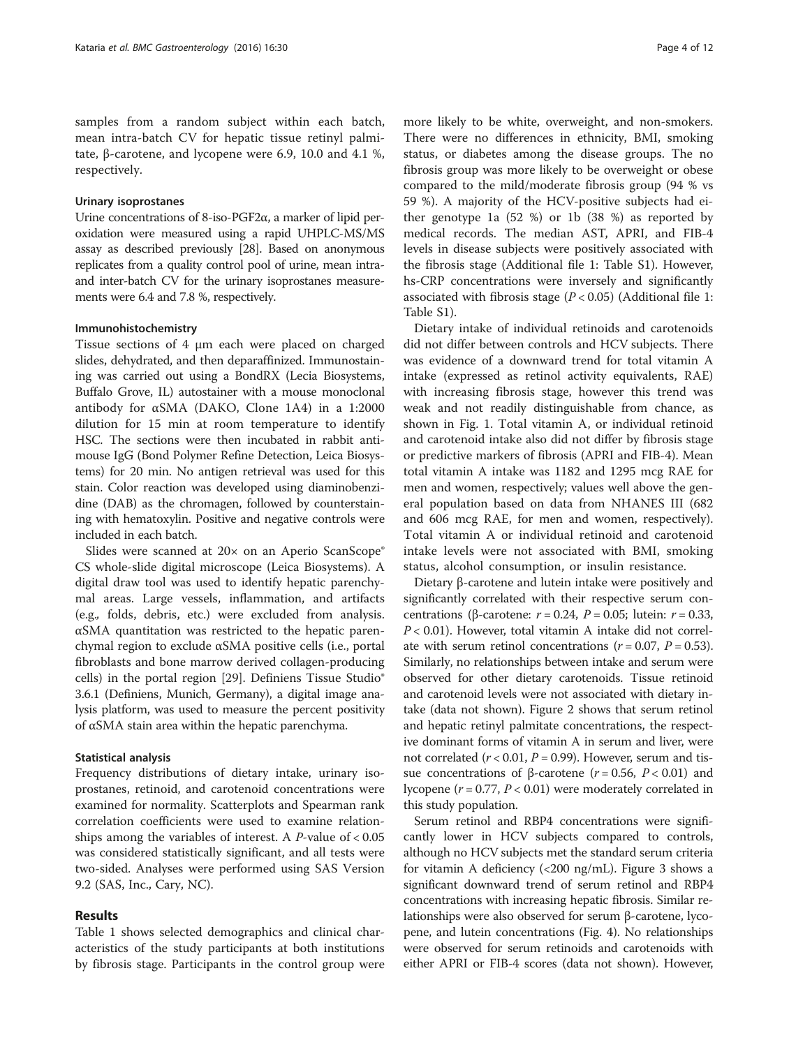samples from a random subject within each batch, mean intra-batch CV for hepatic tissue retinyl palmitate, β-carotene, and lycopene were 6.9, 10.0 and 4.1 %, respectively.

#### Urinary isoprostanes

Urine concentrations of 8-iso-PGF2α, a marker of lipid peroxidation were measured using a rapid UHPLC-MS/MS assay as described previously [28]. Based on anonymous replicates from a quality control pool of urine, mean intra- and inter-batch CV for the urinary isoprostanes measurements were 6.4 and 7.8 %, respectively.

#### Immunohistochemistry

Tissue sections of 4 μm each were placed on charged slides, dehydrated, and then deparaffinized. Immunostaining was carried out using a BondRX (Lecia Biosystems, Buffalo Grove, IL) autostainer with a mouse monoclonal antibody for αSMA (DAKO, Clone 1A4) in a 1:2000 dilution for 15 min at room temperature to identify HSC. The sections were then incubated in rabbit anti-mouse IgG (Bond Polymer Refine Detection, Leica Biosystems) for 20 min. No antigen retrieval was used for this stain. Color reaction was developed using diaminobenzidine (DAB) as the chromagen, followed by counterstaining with hematoxylin. Positive and negative controls were included in each batch.

Slides were scanned at 20× on an Aperio ScanScope® CS whole-slide digital microscope (Leica Biosystems). A digital draw tool was used to identify hepatic parenchymal areas. Large vessels, inflammation, and artifacts (e.g., folds, debris, etc.) were excluded from analysis. αSMA quantitation was restricted to the hepatic parenchymal region to exclude αSMA positive cells (i.e., portal fibroblasts and bone marrow derived collagen-producing cells) in the portal region [29]. Definiens Tissue Studio® 3.6.1 (Definiens, Munich, Germany), a digital image analysis platform, was used to measure the percent positivity of αSMA stain area within the hepatic parenchyma.

#### Statistical analysis

Frequency distributions of dietary intake, urinary isoprostanes, retinoid, and carotenoid concentrations were examined for normality. Scatterplots and Spearman rank correlation coefficients were used to examine relationships among the variables of interest. A *P*-value of < 0.05 was considered statistically significant, and all tests were two-sided. Analyses were performed using SAS Version 9.2 (SAS, Inc., Cary, NC).

## Results

Table 1 shows selected demographics and clinical characteristics of the study participants at both institutions by fibrosis stage. Participants in the control group were more likely to be white, overweight, and non-smokers. There were no differences in ethnicity, BMI, smoking status, or diabetes among the disease groups. The no fibrosis group was more likely to be overweight or obese compared to the mild/moderate fibrosis group (94 % vs 59 %). A majority of the HCV-positive subjects had either genotype 1a (52 %) or 1b (38 %) as reported by medical records. The median AST, APRI, and FIB-4 levels in disease subjects were positively associated with the fibrosis stage (Additional file 1: Table S1). However, hs-CRP concentrations were inversely and significantly associated with fibrosis stage ($P < 0.05$) (Additional file 1: Table S1).

Dietary intake of individual retinoids and carotenoids did not differ between controls and HCV subjects. There was evidence of a downward trend for total vitamin A intake (expressed as retinol activity equivalents, RAE) with increasing fibrosis stage, however this trend was weak and not readily distinguishable from chance, as shown in Fig. 1. Total vitamin A, or individual retinoid and carotenoid intake also did not differ by fibrosis stage or predictive markers of fibrosis (APRI and FIB-4). Mean total vitamin A intake was 1182 and 1295 mcg RAE for men and women, respectively; values well above the general population based on data from NHANES III (682 and 606 mcg RAE, for men and women, respectively). Total vitamin A or individual retinoid and carotenoid intake levels were not associated with BMI, smoking status, alcohol consumption, or insulin resistance.

Dietary β-carotene and lutein intake were positively and significantly correlated with their respective serum concentrations (β-carotene: $r = 0.24$, $P = 0.05$; lutein: $r = 0.33$, $P < 0.01$). However, total vitamin A intake did not correlate with serum retinol concentrations ($r = 0.07$, $P = 0.53$). Similarly, no relationships between intake and serum were observed for other dietary carotenoids. Tissue retinoid and carotenoid levels were not associated with dietary intake (data not shown). Figure 2 shows that serum retinol and hepatic retinyl palmitate concentrations, the respective dominant forms of vitamin A in serum and liver, were not correlated ($r < 0.01$, $P = 0.99$). However, serum and tissue concentrations of β-carotene ($r = 0.56$, $P < 0.01$) and lycopene ($r = 0.77$, $P < 0.01$) were moderately correlated in this study population.

Serum retinol and RBP4 concentrations were significantly lower in HCV subjects compared to controls, although no HCV subjects met the standard serum criteria for vitamin A deficiency (<200 ng/mL). Figure 3 shows a significant downward trend of serum retinol and RBP4 concentrations with increasing hepatic fibrosis. Similar relationships were also observed for serum β-carotene, lycopene, and lutein concentrations (Fig. 4). No relationships were observed for serum retinoids and carotenoids with either APRI or FIB-4 scores (data not shown). However,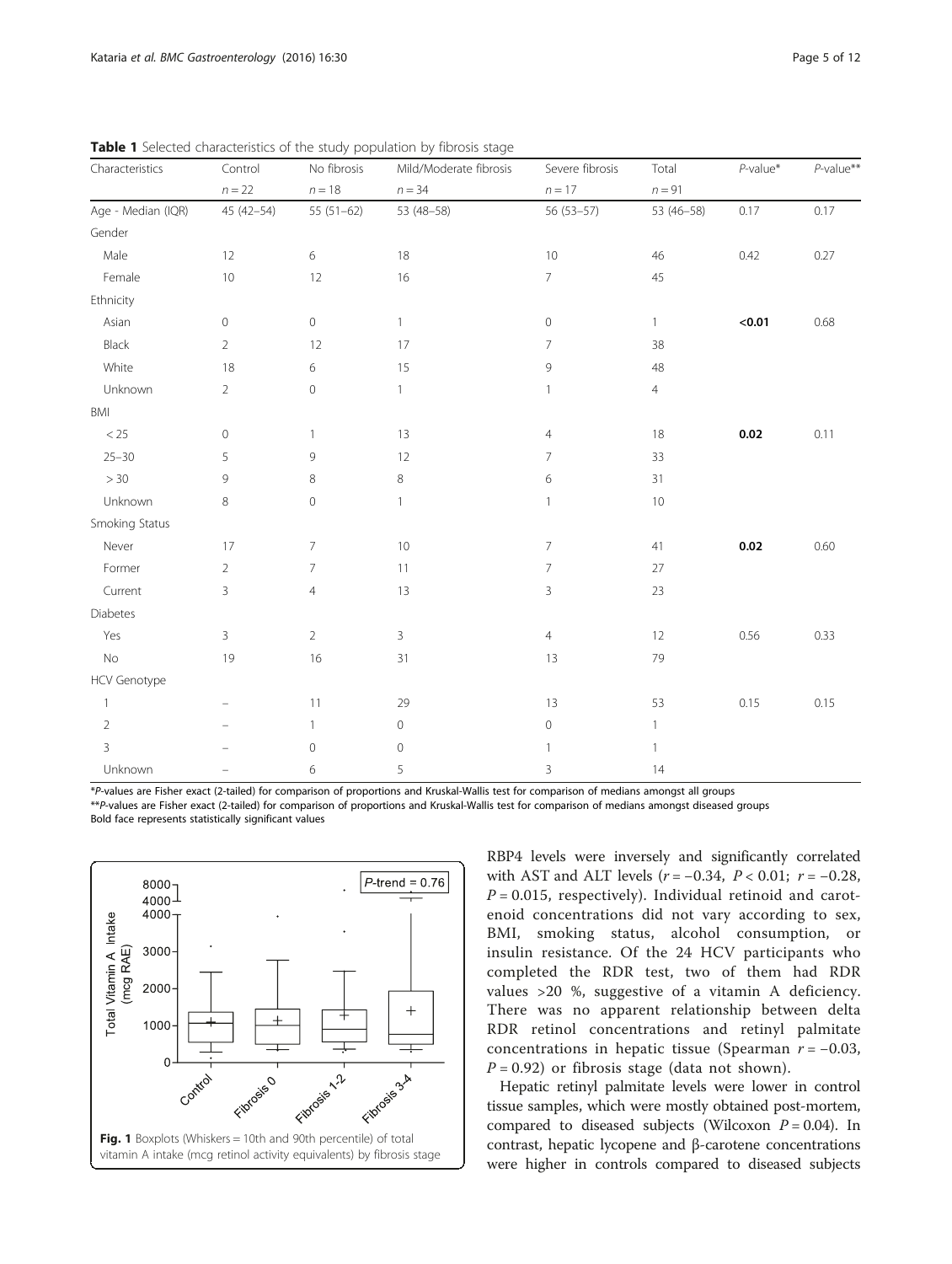**Table 1** Selected characteristics of the study population by fibrosis stage

| Characteristics | Control<br>$n = 22$ | No fibrosis<br>$n = 18$ | Mild/Moderate fibrosis<br>$n = 34$ | Severe fibrosis<br>$n = 17$ | Total<br>$n = 91$ | *P*-value* | *P*-value** |
|---|---|---|---|---|---|---|---|
| Age - Median (IQR) | 45 (42–54) | 55 (51–62) | 53 (48–58) | 56 (53–57) | 53 (46–58) | 0.17 | 0.17 |
| Gender | | | | | | | |
| Male | 12 | 6 | 18 | 10 | 46 | 0.42 | 0.27 |
| Female | 10 | 12 | 16 | 7 | 45 | | |
| Ethnicity | | | | | | | |
| Asian | 0 | 0 | 1 | 0 | 1 | **<0.01** | 0.68 |
| Black | 2 | 12 | 17 | 7 | 38 | | |
| White | 18 | 6 | 15 | 9 | 48 | | |
| Unknown | 2 | 0 | 1 | 1 | 4 | | |
| BMI | | | | | | | |
| < 25 | 0 | 1 | 13 | 4 | 18 | **0.02** | 0.11 |
| 25–30 | 5 | 9 | 12 | 7 | 33 | | |
| > 30 | 9 | 8 | 8 | 6 | 31 | | |
| Unknown | 8 | 0 | 1 | 1 | 10 | | |
| Smoking Status | | | | | | | |
| Never | 17 | 7 | 10 | 7 | 41 | **0.02** | 0.60 |
| Former | 2 | 7 | 11 | 7 | 27 | | |
| Current | 3 | 4 | 13 | 3 | 23 | | |
| Diabetes | | | | | | | |
| Yes | 3 | 2 | 3 | 4 | 12 | 0.56 | 0.33 |
| No | 19 | 16 | 31 | 13 | 79 | | |
| HCV Genotype | | | | | | | |
| 1 | – | 11 | 29 | 13 | 53 | 0.15 | 0.15 |
| 2 | – | 1 | 0 | 0 | 1 | | |
| 3 | – | 0 | 0 | 1 | 1 | | |
| Unknown | – | 6 | 5 | 3 | 14 | | |

\**P*-values are Fisher exact (2-tailed) for comparison of proportions and Kruskal-Wallis test for comparison of medians amongst all groups
\*\**P*-values are Fisher exact (2-tailed) for comparison of proportions and Kruskal-Wallis test for comparison of medians amongst diseased groups
Bold face represents statistically significant values

**Fig. 1** Boxplots (Whiskers = 10th and 90th percentile) of total vitamin A intake (mcg retinol activity equivalents) by fibrosis stage

RBP4 levels were inversely and significantly correlated with AST and ALT levels ($r = -0.34$, $P < 0.01$; $r = -0.28$, $P = 0.015$, respectively). Individual retinoid and carotenoid concentrations did not vary according to sex, BMI, smoking status, alcohol consumption, or insulin resistance. Of the 24 HCV participants who completed the RDR test, two of them had RDR values >20 %, suggestive of a vitamin A deficiency. There was no apparent relationship between delta RDR retinol concentrations and retinyl palmitate concentrations in hepatic tissue (Spearman $r = -0.03$, $P = 0.92$) or fibrosis stage (data not shown).

Hepatic retinyl palmitate levels were lower in control tissue samples, which were mostly obtained post-mortem, compared to diseased subjects (Wilcoxon $P = 0.04$). In contrast, hepatic lycopene and β-carotene concentrations were higher in controls compared to diseased subjects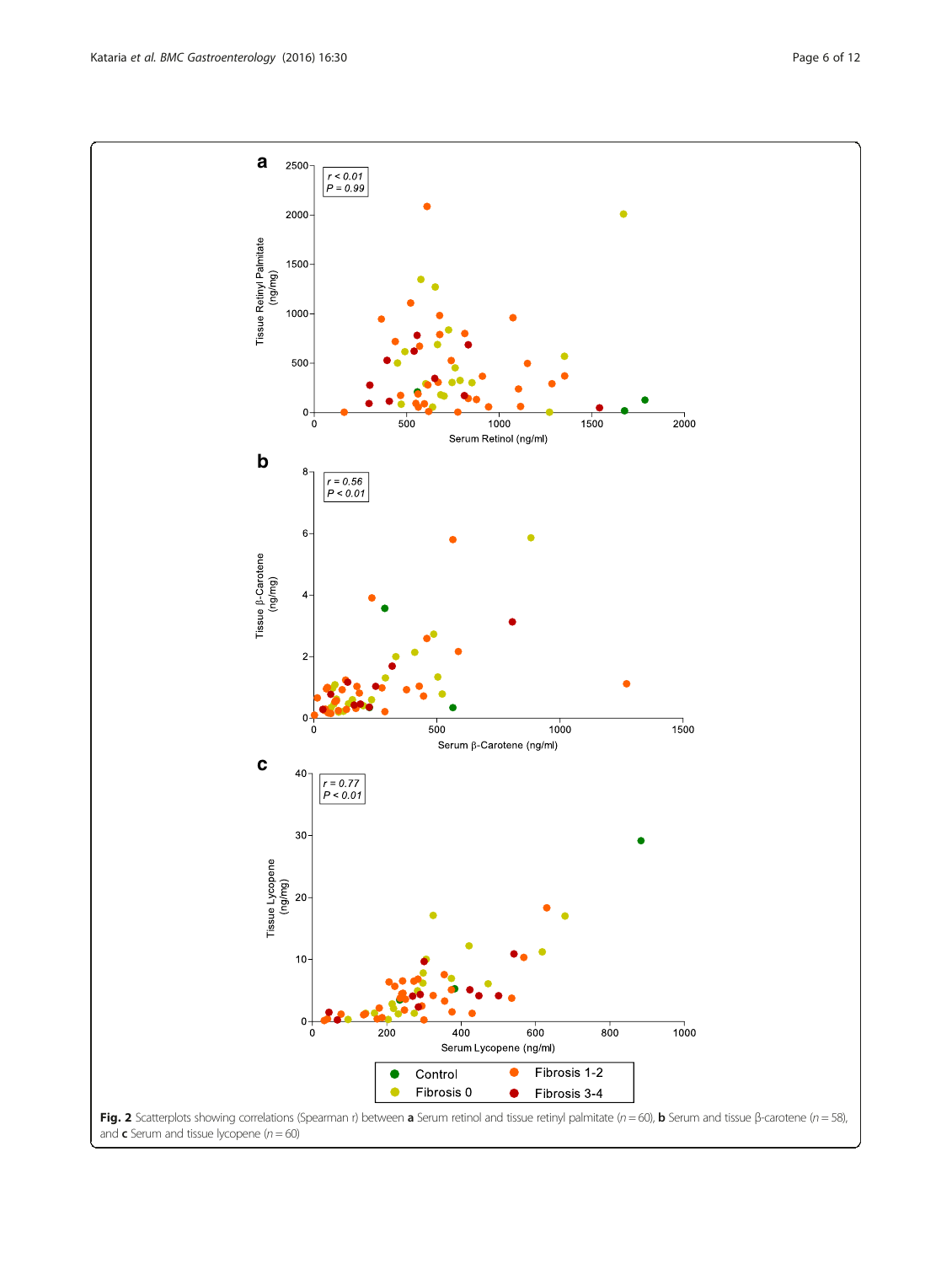**Fig. 2** Scatterplots showing correlations (Spearman *r*) between **a** Serum retinol and tissue retinyl palmitate ($n = 60$), **b** Serum and tissue β-carotene ($n = 58$), and **c** Serum and tissue lycopene ($n = 60$)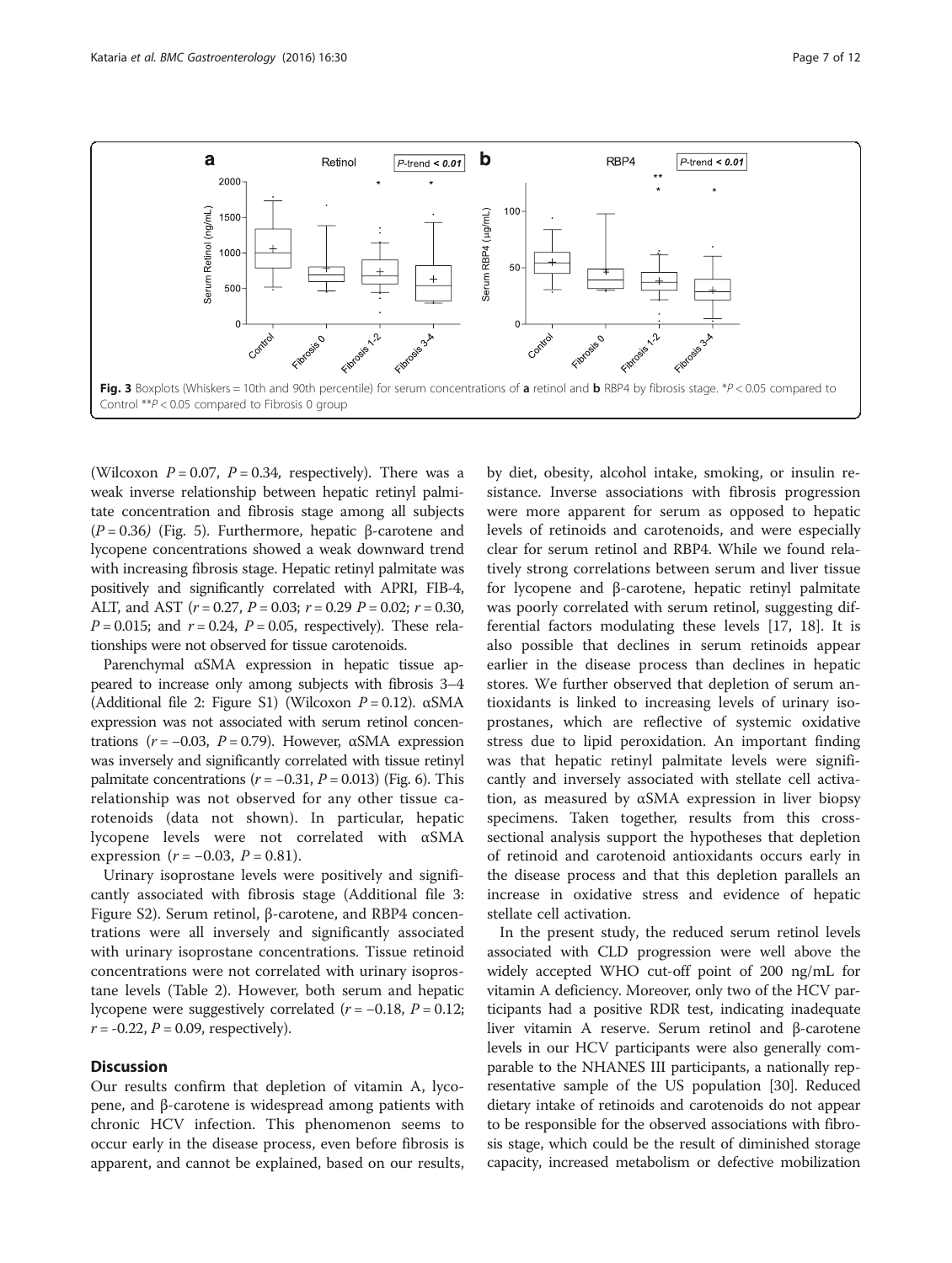Fig. 3 Boxplots (Whiskers = 10th and 90th percentile) for serum concentrations of **a** retinol and **b** RBP4 by fibrosis stage. *$P < 0.05$ compared to Control **$P < 0.05$ compared to Fibrosis 0 group

(Wilcoxon $P = 0.07$, $P = 0.34$, respectively). There was a weak inverse relationship between hepatic retinyl palmitate concentration and fibrosis stage among all subjects ($P = 0.36$) (Fig. 5). Furthermore, hepatic β-carotene and lycopene concentrations showed a weak downward trend with increasing fibrosis stage. Hepatic retinyl palmitate was positively and significantly correlated with APRI, FIB-4, ALT, and AST ($r = 0.27$, $P = 0.03$; $r = 0.29$ $P = 0.02$; $r = 0.30$, $P = 0.015$; and $r = 0.24$, $P = 0.05$, respectively). These relationships were not observed for tissue carotenoids.

Parenchymal αSMA expression in hepatic tissue appeared to increase only among subjects with fibrosis 3–4 (Additional file 2: Figure S1) (Wilcoxon $P = 0.12$). αSMA expression was not associated with serum retinol concentrations ($r = -0.03$, $P = 0.79$). However, αSMA expression was inversely and significantly correlated with tissue retinyl palmitate concentrations ($r = -0.31$, $P = 0.013$) (Fig. 6). This relationship was not observed for any other tissue carotenoids (data not shown). In particular, hepatic lycopene levels were not correlated with αSMA expression ($r = -0.03$, $P = 0.81$).

Urinary isoprostane levels were positively and significantly associated with fibrosis stage (Additional file 3: Figure S2). Serum retinol, β-carotene, and RBP4 concentrations were all inversely and significantly associated with urinary isoprostane concentrations. Tissue retinoid concentrations were not correlated with urinary isoprostane levels (Table 2). However, both serum and hepatic lycopene were suggestively correlated ($r = -0.18$, $P = 0.12$; $r = -0.22$, $P = 0.09$, respectively).

## Discussion

Our results confirm that depletion of vitamin A, lycopene, and β-carotene is widespread among patients with chronic HCV infection. This phenomenon seems to occur early in the disease process, even before fibrosis is apparent, and cannot be explained, based on our results, by diet, obesity, alcohol intake, smoking, or insulin resistance. Inverse associations with fibrosis progression were more apparent for serum as opposed to hepatic levels of retinoids and carotenoids, and were especially clear for serum retinol and RBP4. While we found relatively strong correlations between serum and liver tissue for lycopene and β-carotene, hepatic retinyl palmitate was poorly correlated with serum retinol, suggesting differential factors modulating these levels [17, 18]. It is also possible that declines in serum retinoids appear earlier in the disease process than declines in hepatic stores. We further observed that depletion of serum antioxidants is linked to increasing levels of urinary isoprostanes, which are reflective of systemic oxidative stress due to lipid peroxidation. An important finding was that hepatic retinyl palmitate levels were significantly and inversely associated with stellate cell activation, as measured by αSMA expression in liver biopsy specimens. Taken together, results from this cross-sectional analysis support the hypotheses that depletion of retinoid and carotenoid antioxidants occurs early in the disease process and that this depletion parallels an increase in oxidative stress and evidence of hepatic stellate cell activation.

In the present study, the reduced serum retinol levels associated with CLD progression were well above the widely accepted WHO cut-off point of 200 ng/mL for vitamin A deficiency. Moreover, only two of the HCV participants had a positive RDR test, indicating inadequate liver vitamin A reserve. Serum retinol and β-carotene levels in our HCV participants were also generally comparable to the NHANES III participants, a nationally representative sample of the US population [30]. Reduced dietary intake of retinoids and carotenoids do not appear to be responsible for the observed associations with fibrosis stage, which could be the result of diminished storage capacity, increased metabolism or defective mobilization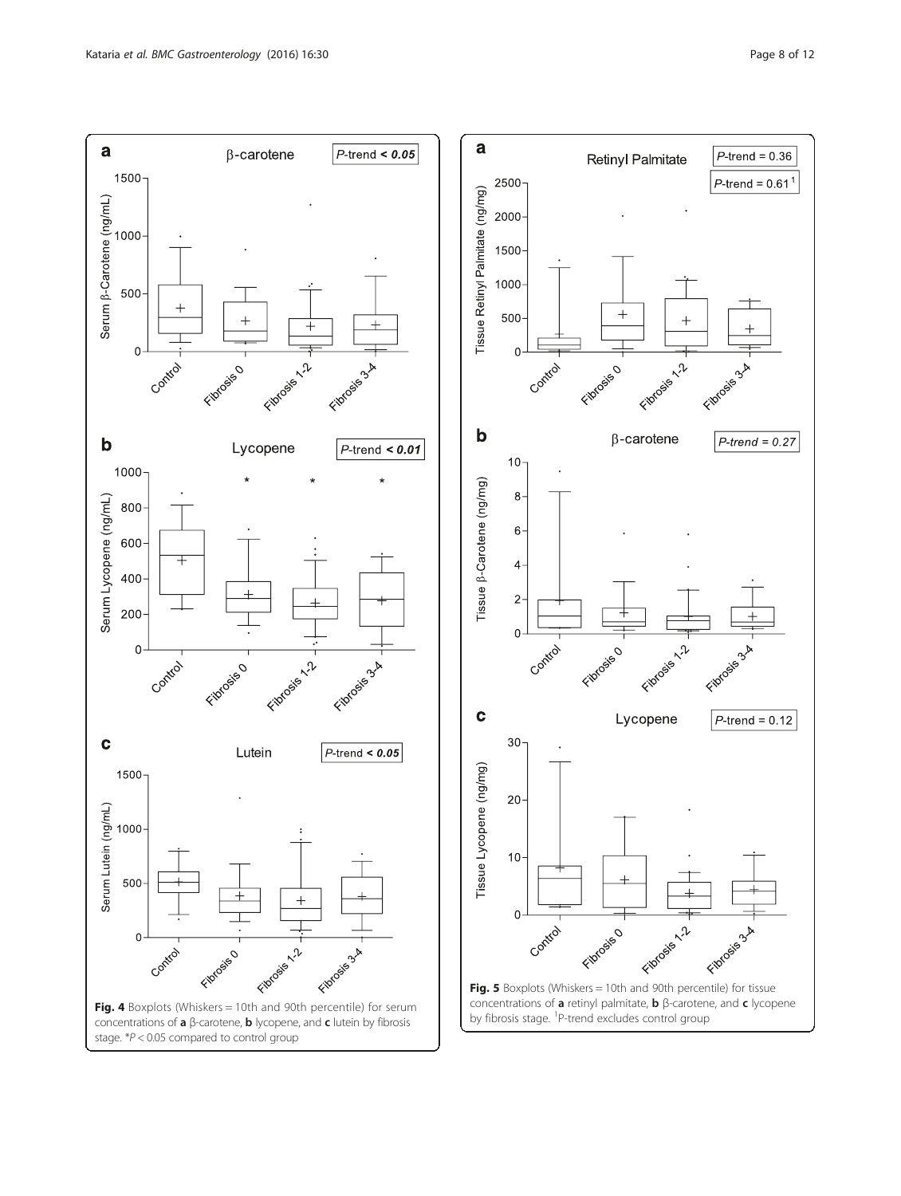**Fig. 4** Boxplots (Whiskers = 10th and 90th percentile) for serum concentrations of **a** β-carotene, **b** lycopene, and **c** lutein by fibrosis stage. *$P < 0.05$ compared to control group

**Fig. 5** Boxplots (Whiskers = 10th and 90th percentile) for tissue concentrations of **a** retinyl palmitate, **b** β-carotene, and **c** lycopene by fibrosis stage. [1]P-trend excludes control group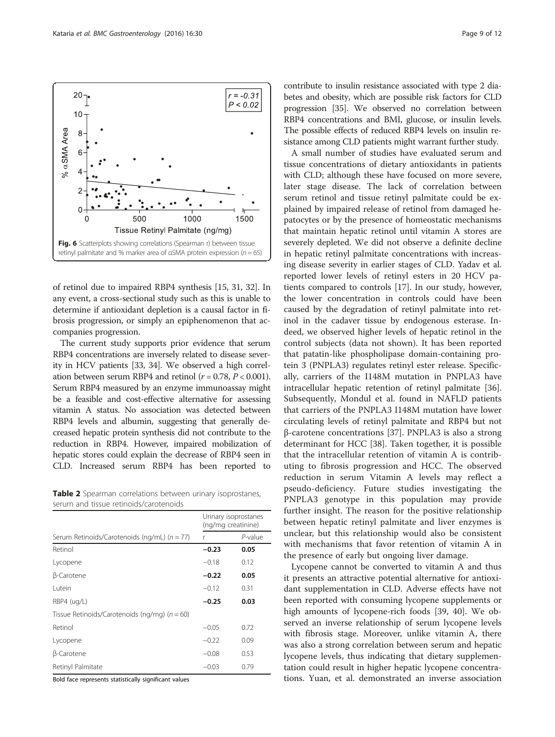Fig. 6 Scatterplots showing correlations (Spearman r) between tissue retinyl palmitate and % marker area of αSMA protein expression ($n = 65$)

of retinol due to impaired RBP4 synthesis [15, 31, 32]. In any event, a cross-sectional study such as this is unable to determine if antioxidant depletion is a causal factor in fibrosis progression, or simply an epiphenomenon that accompanies progression.

The current study supports prior evidence that serum RBP4 concentrations are inversely related to disease severity in HCV patients [33, 34]. We observed a high correlation between serum RBP4 and retinol ($r = 0.78$, $P < 0.001$). Serum RBP4 measured by an enzyme immunoassay might be a feasible and cost-effective alternative for assessing vitamin A status. No association was detected between RBP4 levels and albumin, suggesting that generally decreased hepatic protein synthesis did not contribute to the reduction in RBP4. However, impaired mobilization of hepatic stores could explain the decrease of RBP4 seen in CLD. Increased serum RBP4 has been reported to contribute to insulin resistance associated with type 2 diabetes and obesity, which are possible risk factors for CLD progression [35]. We observed no correlation between RBP4 concentrations and BMI, glucose, or insulin levels. The possible effects of reduced RBP4 levels on insulin resistance among CLD patients might warrant further study.

**Table 2** Spearman correlations between urinary isoprostanes, serum and tissue retinoids/carotenoids

| | Urinary isoprostanes (ng/mg creatinine) | |
|---|---|---|
| Serum Retinoids/Carotenoids (ng/mL) ($n = 77$) | r | *P*-value |
| Retinol | **−0.23** | **0.05** |
| Lycopene | −0.18 | 0.12 |
| β-Carotene | **−0.22** | **0.05** |
| Lutein | −0.12 | 0.31 |
| RBP4 (ug/L) | **−0.25** | **0.03** |
| Tissue Retinoids/Carotenoids (ng/mg) ($n = 60$) | | |
| Retinol | −0.05 | 0.72 |
| Lycopene | −0.22 | 0.09 |
| β-Carotene | −0.08 | 0.53 |
| Retinyl Palmitate | −0.03 | 0.79 |

Bold face represents statistically significant values

A small number of studies have evaluated serum and tissue concentrations of dietary antioxidants in patients with CLD; although these have focused on more severe, later stage disease. The lack of correlation between serum retinol and tissue retinyl palmitate could be explained by impaired release of retinol from damaged hepatocytes or by the presence of homeostatic mechanisms that maintain hepatic retinol until vitamin A stores are severely depleted. We did not observe a definite decline in hepatic retinyl palmitate concentrations with increasing disease severity in earlier stages of CLD. Yadav et al. reported lower levels of retinyl esters in 20 HCV patients compared to controls [17]. In our study, however, the lower concentration in controls could have been caused by the degradation of retinyl palmitate into retinol in the cadaver tissue by endogenous esterase. Indeed, we observed higher levels of hepatic retinol in the control subjects (data not shown). It has been reported that patatin-like phospholipase domain-containing protein 3 (PNPLA3) regulates retinyl ester release. Specifically, carriers of the I148M mutation in PNPLA3 have intracellular hepatic retention of retinyl palmitate [36]. Subsequently, Mondul et al. found in NAFLD patients that carriers of the PNPLA3 I148M mutation have lower circulating levels of retinyl palmitate and RBP4 but not β-carotene concentrations [37]. PNPLA3 is also a strong determinant for HCC [38]. Taken together, it is possible that the intracellular retention of vitamin A is contributing to fibrosis progression and HCC. The observed reduction in serum Vitamin A levels may reflect a pseudo-deficiency. Future studies investigating the PNPLA3 genotype in this population may provide further insight. The reason for the positive relationship between hepatic retinyl palmitate and liver enzymes is unclear, but this relationship would also be consistent with mechanisms that favor retention of vitamin A in the presence of early but ongoing liver damage.

Lycopene cannot be converted to vitamin A and thus it presents an attractive potential alternative for antioxidant supplementation in CLD. Adverse effects have not been reported with consuming lycopene supplements or high amounts of lycopene-rich foods [39, 40]. We observed an inverse relationship of serum lycopene levels with fibrosis stage. Moreover, unlike vitamin A, there was also a strong correlation between serum and hepatic lycopene levels, thus indicating that dietary supplementation could result in higher hepatic lycopene concentrations. Yuan, et al. demonstrated an inverse association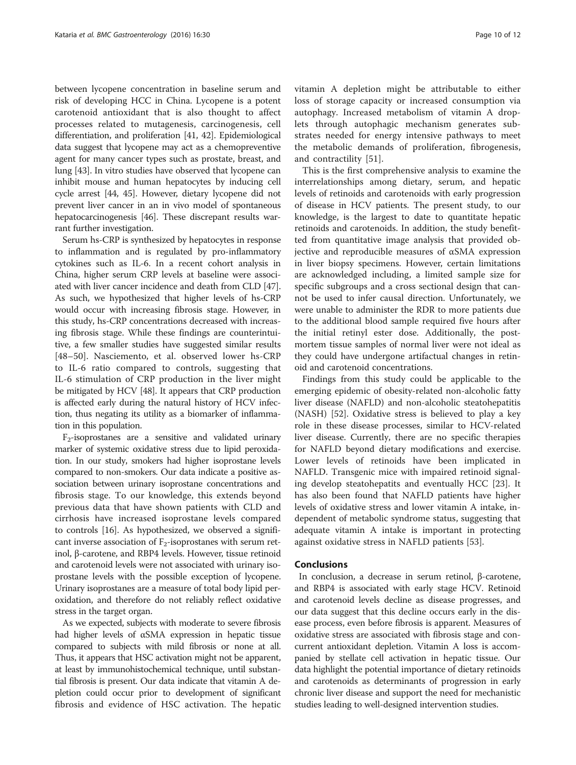between lycopene concentration in baseline serum and risk of developing HCC in China. Lycopene is a potent carotenoid antioxidant that is also thought to affect processes related to mutagenesis, carcinogenesis, cell differentiation, and proliferation [41, 42]. Epidemiological data suggest that lycopene may act as a chemopreventive agent for many cancer types such as prostate, breast, and lung [43]. In vitro studies have observed that lycopene can inhibit mouse and human hepatocytes by inducing cell cycle arrest [44, 45]. However, dietary lycopene did not prevent liver cancer in an in vivo model of spontaneous hepatocarcinogenesis [46]. These discrepant results warrant further investigation.

Serum hs-CRP is synthesized by hepatocytes in response to inflammation and is regulated by pro-inflammatory cytokines such as IL-6. In a recent cohort analysis in China, higher serum CRP levels at baseline were associated with liver cancer incidence and death from CLD [47]. As such, we hypothesized that higher levels of hs-CRP would occur with increasing fibrosis stage. However, in this study, hs-CRP concentrations decreased with increasing fibrosis stage. While these findings are counterintuitive, a few smaller studies have suggested similar results [48–50]. Nasciemento, et al. observed lower hs-CRP to IL-6 ratio compared to controls, suggesting that IL-6 stimulation of CRP production in the liver might be mitigated by HCV [48]. It appears that CRP production is affected early during the natural history of HCV infection, thus negating its utility as a biomarker of inflammation in this population.

$F_2$-isoprostanes are a sensitive and validated urinary marker of systemic oxidative stress due to lipid peroxidation. In our study, smokers had higher isoprostane levels compared to non-smokers. Our data indicate a positive association between urinary isoprostane concentrations and fibrosis stage. To our knowledge, this extends beyond previous data that have shown patients with CLD and cirrhosis have increased isoprostane levels compared to controls [16]. As hypothesized, we observed a significant inverse association of $F_2$-isoprostanes with serum retinol, β-carotene, and RBP4 levels. However, tissue retinoid and carotenoid levels were not associated with urinary isoprostane levels with the possible exception of lycopene. Urinary isoprostanes are a measure of total body lipid peroxidation, and therefore do not reliably reflect oxidative stress in the target organ.

As we expected, subjects with moderate to severe fibrosis had higher levels of αSMA expression in hepatic tissue compared to subjects with mild fibrosis or none at all. Thus, it appears that HSC activation might not be apparent, at least by immunohistochemical technique, until substantial fibrosis is present. Our data indicate that vitamin A depletion could occur prior to development of significant fibrosis and evidence of HSC activation. The hepatic vitamin A depletion might be attributable to either loss of storage capacity or increased consumption via autophagy. Increased metabolism of vitamin A droplets through autophagic mechanism generates substrates needed for energy intensive pathways to meet the metabolic demands of proliferation, fibrogenesis, and contractility [51].

This is the first comprehensive analysis to examine the interrelationships among dietary, serum, and hepatic levels of retinoids and carotenoids with early progression of disease in HCV patients. The present study, to our knowledge, is the largest to date to quantitate hepatic retinoids and carotenoids. In addition, the study benefitted from quantitative image analysis that provided objective and reproducible measures of αSMA expression in liver biopsy specimens. However, certain limitations are acknowledged including, a limited sample size for specific subgroups and a cross sectional design that cannot be used to infer causal direction. Unfortunately, we were unable to administer the RDR to more patients due to the additional blood sample required five hours after the initial retinyl ester dose. Additionally, the postmortem tissue samples of normal liver were not ideal as they could have undergone artifactual changes in retinoid and carotenoid concentrations.

Findings from this study could be applicable to the emerging epidemic of obesity-related non-alcoholic fatty liver disease (NAFLD) and non-alcoholic steatohepatitis (NASH) [52]. Oxidative stress is believed to play a key role in these disease processes, similar to HCV-related liver disease. Currently, there are no specific therapies for NAFLD beyond dietary modifications and exercise. Lower levels of retinoids have been implicated in NAFLD. Transgenic mice with impaired retinoid signaling develop steatohepatits and eventually HCC [23]. It has also been found that NAFLD patients have higher levels of oxidative stress and lower vitamin A intake, independent of metabolic syndrome status, suggesting that adequate vitamin A intake is important in protecting against oxidative stress in NAFLD patients [53].

## Conclusions

In conclusion, a decrease in serum retinol, β-carotene, and RBP4 is associated with early stage HCV. Retinoid and carotenoid levels decline as disease progresses, and our data suggest that this decline occurs early in the disease process, even before fibrosis is apparent. Measures of oxidative stress are associated with fibrosis stage and concurrent antioxidant depletion. Vitamin A loss is accompanied by stellate cell activation in hepatic tissue. Our data highlight the potential importance of dietary retinoids and carotenoids as determinants of progression in early chronic liver disease and support the need for mechanistic studies leading to well-designed intervention studies.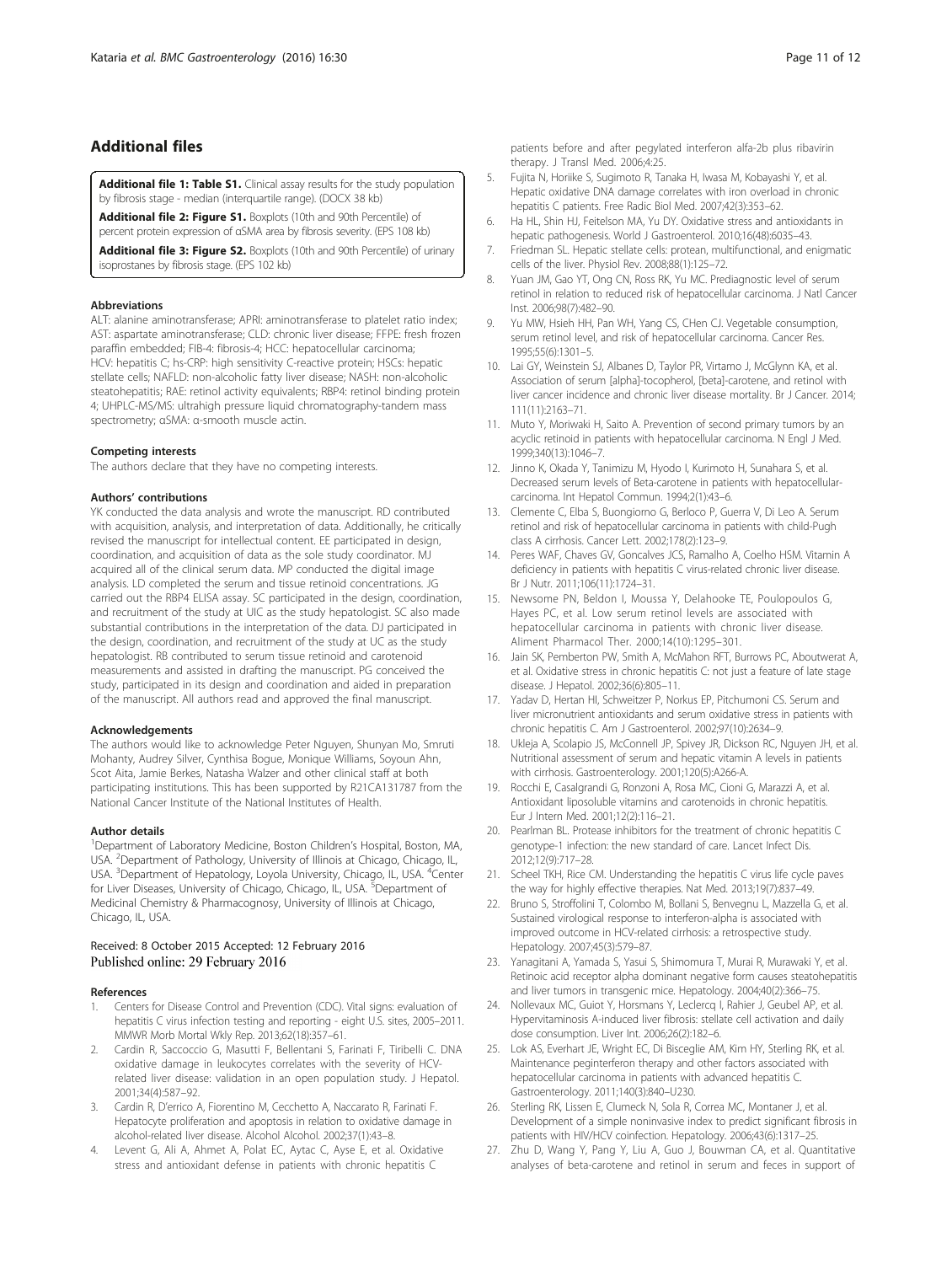## Additional files

**Additional file 1: Table S1.** Clinical assay results for the study population by fibrosis stage - median (interquartile range). (DOCX 38 kb)

**Additional file 2: Figure S1.** Boxplots (10th and 90th Percentile) of percent protein expression of αSMA area by fibrosis severity. (EPS 108 kb)

**Additional file 3: Figure S2.** Boxplots (10th and 90th Percentile) of urinary isoprostanes by fibrosis stage. (EPS 102 kb)

#### Abbreviations

ALT: alanine aminotransferase; APRI: aminotransferase to platelet ratio index; AST: aspartate aminotransferase; CLD: chronic liver disease; FFPE: fresh frozen paraffin embedded; FIB-4: fibrosis-4; HCC: hepatocellular carcinoma; HCV: hepatitis C; hs-CRP: high sensitivity C-reactive protein; HSCs: hepatic stellate cells; NAFLD: non-alcoholic fatty liver disease; NASH: non-alcoholic steatohepatitis; RAE: retinol activity equivalents; RBP4: retinol binding protein 4; UHPLC-MS/MS: ultrahigh pressure liquid chromatography-tandem mass spectrometry; αSMA: α-smooth muscle actin.

#### Competing interests

The authors declare that they have no competing interests.

#### Authors' contributions

YK conducted the data analysis and wrote the manuscript. RD contributed with acquisition, analysis, and interpretation of data. Additionally, he critically revised the manuscript for intellectual content. EE participated in design, coordination, and acquisition of data as the sole study coordinator. MJ acquired all of the clinical serum data. MP conducted the digital image analysis. LD completed the serum and tissue retinoid concentrations. JG carried out the RBP4 ELISA assay. SC participated in the design, coordination, and recruitment of the study at UIC as the study hepatologist. SC also made substantial contributions in the interpretation of the data. DJ participated in the design, coordination, and recruitment of the study at UC as the study hepatologist. RB contributed to serum tissue retinoid and carotenoid measurements and assisted in drafting the manuscript. PG conceived the study, participated in its design and coordination and aided in preparation of the manuscript. All authors read and approved the final manuscript.

#### Acknowledgements

The authors would like to acknowledge Peter Nguyen, Shunyan Mo, Smruti Mohanty, Audrey Silver, Cynthisa Bogue, Monique Williams, Soyoun Ahn, Scot Aita, Jamie Berkes, Natasha Walzer and other clinical staff at both participating institutions. This has been supported by R21CA131787 from the National Cancer Institute of the National Institutes of Health.

#### Author details

[1]Department of Laboratory Medicine, Boston Children's Hospital, Boston, MA, USA. [2]Department of Pathology, University of Illinois at Chicago, Chicago, IL, USA. [3]Department of Hepatology, Loyola University, Chicago, IL, USA. [4]Center for Liver Diseases, University of Chicago, Chicago, IL, USA. [5]Department of Medicinal Chemistry & Pharmacognosy, University of Illinois at Chicago, Chicago, IL, USA.

Received: 8 October 2015 Accepted: 12 February 2016
Published online: 29 February 2016

#### References

1. Centers for Disease Control and Prevention (CDC). Vital signs: evaluation of hepatitis C virus infection testing and reporting - eight U.S. sites, 2005–2011. MMWR Morb Mortal Wkly Rep. 2013;62(18):357–61.
2. Cardin R, Saccoccio G, Masutti F, Bellentani S, Farinati F, Tiribelli C. DNA oxidative damage in leukocytes correlates with the severity of HCV-related liver disease: validation in an open population study. J Hepatol. 2001;34(4):587–92.
3. Cardin R, D'errico A, Fiorentino M, Cecchetto A, Naccarato R, Farinati F. Hepatocyte proliferation and apoptosis in relation to oxidative damage in alcohol-related liver disease. Alcohol Alcohol. 2002;37(1):43–8.
4. Levent G, Ali A, Ahmet A, Polat EC, Aytac C, Ayse E, et al. Oxidative stress and antioxidant defense in patients with chronic hepatitis C patients before and after pegylated interferon alfa-2b plus ribavirin therapy. J Transl Med. 2006;4:25.
5. Fujita N, Horiike S, Sugimoto R, Tanaka H, Iwasa M, Kobayashi Y, et al. Hepatic oxidative DNA damage correlates with iron overload in chronic hepatitis C patients. Free Radic Biol Med. 2007;42(3):353–62.
6. Ha HL, Shin HJ, Feitelson MA, Yu DY. Oxidative stress and antioxidants in hepatic pathogenesis. World J Gastroenterol. 2010;16(48):6035–43.
7. Friedman SL. Hepatic stellate cells: protean, multifunctional, and enigmatic cells of the liver. Physiol Rev. 2008;88(1):125–72.
8. Yuan JM, Gao YT, Ong CN, Ross RK, Yu MC. Prediagnostic level of serum retinol in relation to reduced risk of hepatocellular carcinoma. J Natl Cancer Inst. 2006;98(7):482–90.
9. Yu MW, Hsieh HH, Pan WH, Yang CS, CHen CJ. Vegetable consumption, serum retinol level, and risk of hepatocellular carcinoma. Cancer Res. 1995;55(6):1301–5.
10. Lai GY, Weinstein SJ, Albanes D, Taylor PR, Virtamo J, McGlynn KA, et al. Association of serum [alpha]-tocopherol, [beta]-carotene, and retinol with liver cancer incidence and chronic liver disease mortality. Br J Cancer. 2014; 111(11):2163–71.
11. Muto Y, Moriwaki H, Saito A. Prevention of second primary tumors by an acyclic retinoid in patients with hepatocellular carcinoma. N Engl J Med. 1999;340(13):1046–7.
12. Jinno K, Okada Y, Tanimizu M, Hyodo I, Kurimoto H, Sunahara S, et al. Decreased serum levels of Beta-carotene in patients with hepatocellular-carcinoma. Int Hepatol Commun. 1994;2(1):43–6.
13. Clemente C, Elba S, Buongiorno G, Berloco P, Guerra V, Di Leo A. Serum retinol and risk of hepatocellular carcinoma in patients with child-Pugh class A cirrhosis. Cancer Lett. 2002;178(2):123–9.
14. Peres WAF, Chaves GV, Goncalves JCS, Ramalho A, Coelho HSM. Vitamin A deficiency in patients with hepatitis C virus-related chronic liver disease. Br J Nutr. 2011;106(11):1724–31.
15. Newsome PN, Beldon I, Moussa Y, Delahooke TE, Poulopoulos G, Hayes PC, et al. Low serum retinol levels are associated with hepatocellular carcinoma in patients with chronic liver disease. Aliment Pharmacol Ther. 2000;14(10):1295–301.
16. Jain SK, Pemberton PW, Smith A, McMahon RFT, Burrows PC, Aboutwerat A, et al. Oxidative stress in chronic hepatitis C: not just a feature of late stage disease. J Hepatol. 2002;36(6):805–11.
17. Yadav D, Hertan HI, Schweitzer P, Norkus EP, Pitchumoni CS. Serum and liver micronutrient antioxidants and serum oxidative stress in patients with chronic hepatitis C. Am J Gastroenterol. 2002;97(10):2634–9.
18. Ukleja A, Scolapio JS, McConnell JP, Spivey JR, Dickson RC, Nguyen JH, et al. Nutritional assessment of serum and hepatic vitamin A levels in patients with cirrhosis. Gastroenterology. 2001;120(5):A266-A.
19. Rocchi E, Casalgrandi G, Ronzoni A, Rosa MC, Cioni G, Marazzi A, et al. Antioxidant liposoluble vitamins and carotenoids in chronic hepatitis. Eur J Intern Med. 2001;12(2):116–21.
20. Pearlman BL. Protease inhibitors for the treatment of chronic hepatitis C genotype-1 infection: the new standard of care. Lancet Infect Dis. 2012;12(9):717–28.
21. Scheel TKH, Rice CM. Understanding the hepatitis C virus life cycle paves the way for highly effective therapies. Nat Med. 2013;19(7):837–49.
22. Bruno S, Stroffolini T, Colombo M, Bollani S, Benvegnu L, Mazzella G, et al. Sustained virological response to interferon-alpha is associated with improved outcome in HCV-related cirrhosis: a retrospective study. Hepatology. 2007;45(3):579–87.
23. Yanagitani A, Yamada S, Yasui S, Shimomura T, Murai R, Murawaki Y, et al. Retinoic acid receptor alpha dominant negative form causes steatohepatitis and liver tumors in transgenic mice. Hepatology. 2004;40(2):366–75.
24. Nollevaux MC, Guiot Y, Horsmans Y, Leclercq I, Rahier J, Geubel AP, et al. Hypervitaminosis A-induced liver fibrosis: stellate cell activation and daily dose consumption. Liver Int. 2006;26(2):182–6.
25. Lok AS, Everhart JE, Wright EC, Di Bisceglie AM, Kim HY, Sterling RK, et al. Maintenance peginterferon therapy and other factors associated with hepatocellular carcinoma in patients with advanced hepatitis C. Gastroenterology. 2011;140(3):840–U230.
26. Sterling RK, Lissen E, Clumeck N, Sola R, Correa MC, Montaner J, et al. Development of a simple noninvasive index to predict significant fibrosis in patients with HIV/HCV coinfection. Hepatology. 2006;43(6):1317–25.
27. Zhu D, Wang Y, Pang Y, Liu A, Guo J, Bouwman CA, et al. Quantitative analyses of beta-carotene and retinol in serum and feces in support of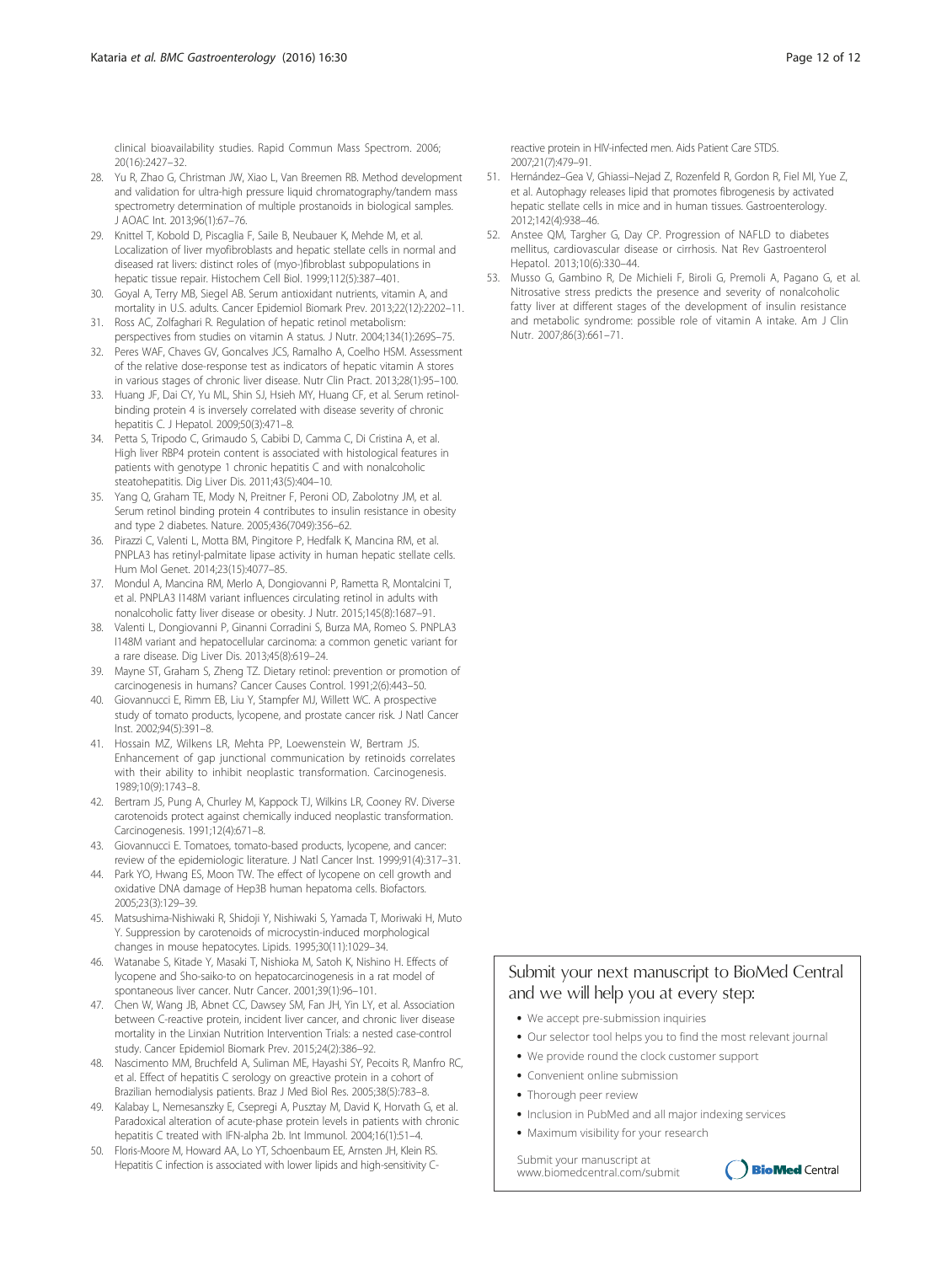clinical bioavailability studies. Rapid Commun Mass Spectrom. 2006; 20(16):2427–32.

28. Yu R, Zhao G, Christman JW, Xiao L, Van Breemen RB. Method development and validation for ultra-high pressure liquid chromatography/tandem mass spectrometry determination of multiple prostanoids in biological samples. J AOAC Int. 2013;96(1):67–76.
29. Knittel T, Kobold D, Piscaglia F, Saile B, Neubauer K, Mehde M, et al. Localization of liver myofibroblasts and hepatic stellate cells in normal and diseased rat livers: distinct roles of (myo-)fibroblast subpopulations in hepatic tissue repair. Histochem Cell Biol. 1999;112(5):387–401.
30. Goyal A, Terry MB, Siegel AB. Serum antioxidant nutrients, vitamin A, and mortality in U.S. adults. Cancer Epidemiol Biomark Prev. 2013;22(12):2202–11.
31. Ross AC, Zolfaghari R. Regulation of hepatic retinol metabolism: perspectives from studies on vitamin A status. J Nutr. 2004;134(1):269S–75.
32. Peres WAF, Chaves GV, Goncalves JCS, Ramalho A, Coelho HSM. Assessment of the relative dose-response test as indicators of hepatic vitamin A stores in various stages of chronic liver disease. Nutr Clin Pract. 2013;28(1):95–100.
33. Huang JF, Dai CY, Yu ML, Shin SJ, Hsieh MY, Huang CF, et al. Serum retinol-binding protein 4 is inversely correlated with disease severity of chronic hepatitis C. J Hepatol. 2009;50(3):471–8.
34. Petta S, Tripodo C, Grimaudo S, Cabibi D, Camma C, Di Cristina A, et al. High liver RBP4 protein content is associated with histological features in patients with genotype 1 chronic hepatitis C and with nonalcoholic steatohepatitis. Dig Liver Dis. 2011;43(5):404–10.
35. Yang Q, Graham TE, Mody N, Preitner F, Peroni OD, Zabolotny JM, et al. Serum retinol binding protein 4 contributes to insulin resistance in obesity and type 2 diabetes. Nature. 2005;436(7049):356–62.
36. Pirazzi C, Valenti L, Motta BM, Pingitore P, Hedfalk K, Mancina RM, et al. PNPLA3 has retinyl-palmitate lipase activity in human hepatic stellate cells. Hum Mol Genet. 2014;23(15):4077–85.
37. Mondul A, Mancina RM, Merlo A, Dongiovanni P, Rametta R, Montalcini T, et al. PNPLA3 I148M variant influences circulating retinol in adults with nonalcoholic fatty liver disease or obesity. J Nutr. 2015;145(8):1687–91.
38. Valenti L, Dongiovanni P, Ginanni Corradini S, Burza MA, Romeo S. PNPLA3 I148M variant and hepatocellular carcinoma: a common genetic variant for a rare disease. Dig Liver Dis. 2013;45(8):619–24.
39. Mayne ST, Graham S, Zheng TZ. Dietary retinol: prevention or promotion of carcinogenesis in humans? Cancer Causes Control. 1991;2(6):443–50.
40. Giovannucci E, Rimm EB, Liu Y, Stampfer MJ, Willett WC. A prospective study of tomato products, lycopene, and prostate cancer risk. J Natl Cancer Inst. 2002;94(5):391–8.
41. Hossain MZ, Wilkens LR, Mehta PP, Loewenstein W, Bertram JS. Enhancement of gap junctional communication by retinoids correlates with their ability to inhibit neoplastic transformation. Carcinogenesis. 1989;10(9):1743–8.
42. Bertram JS, Pung A, Churley M, Kappock TJ, Wilkins LR, Cooney RV. Diverse carotenoids protect against chemically induced neoplastic transformation. Carcinogenesis. 1991;12(4):671–8.
43. Giovannucci E. Tomatoes, tomato-based products, lycopene, and cancer: review of the epidemiologic literature. J Natl Cancer Inst. 1999;91(4):317–31.
44. Park YO, Hwang ES, Moon TW. The effect of lycopene on cell growth and oxidative DNA damage of Hep3B human hepatoma cells. Biofactors. 2005;23(3):129–39.
45. Matsushima-Nishiwaki R, Shidoji Y, Nishiwaki S, Yamada T, Moriwaki H, Muto Y. Suppression by carotenoids of microcystin-induced morphological changes in mouse hepatocytes. Lipids. 1995;30(11):1029–34.
46. Watanabe S, Kitade Y, Masaki T, Nishioka M, Satoh K, Nishino H. Effects of lycopene and Sho-saiko-to on hepatocarcinogenesis in a rat model of spontaneous liver cancer. Nutr Cancer. 2001;39(1):96–101.
47. Chen W, Wang JB, Abnet CC, Dawsey SM, Fan JH, Yin LY, et al. Association between C-reactive protein, incident liver cancer, and chronic liver disease mortality in the Linxian Nutrition Intervention Trials: a nested case-control study. Cancer Epidemiol Biomark Prev. 2015;24(2):386–92.
48. Nascimento MM, Bruchfeld A, Suliman ME, Hayashi SY, Pecoits R, Manfro RC, et al. Effect of hepatitis C serology on greactive protein in a cohort of Brazilian hemodialysis patients. Braz J Med Biol Res. 2005;38(5):783–8.
49. Kalabay L, Nemesanszky E, Csepregi A, Pusztay M, David K, Horvath G, et al. Paradoxical alteration of acute-phase protein levels in patients with chronic hepatitis C treated with IFN-alpha 2b. Int Immunol. 2004;16(1):51–4.
50. Floris-Moore M, Howard AA, Lo YT, Schoenbaum EE, Arnsten JH, Klein RS. Hepatitis C infection is associated with lower lipids and high-sensitivity C-reactive protein in HIV-infected men. Aids Patient Care STDS. 2007;21(7):479–91.
51. Hernández–Gea V, Ghiassi–Nejad Z, Rozenfeld R, Gordon R, Fiel MI, Yue Z, et al. Autophagy releases lipid that promotes fibrogenesis by activated hepatic stellate cells in mice and in human tissues. Gastroenterology. 2012;142(4):938–46.
52. Anstee QM, Targher G, Day CP. Progression of NAFLD to diabetes mellitus, cardiovascular disease or cirrhosis. Nat Rev Gastroenterol Hepatol. 2013;10(6):330–44.
53. Musso G, Gambino R, De Michieli F, Biroli G, Premoli A, Pagano G, et al. Nitrosative stress predicts the presence and severity of nonalcoholic fatty liver at different stages of the development of insulin resistance and metabolic syndrome: possible role of vitamin A intake. Am J Clin Nutr. 2007;86(3):661–71.

Submit your next manuscript to BioMed Central and we will help you at every step:

- We accept pre-submission inquiries
- Our selector tool helps you to find the most relevant journal
- We provide round the clock customer support
- Convenient online submission
- Thorough peer review
- Inclusion in PubMed and all major indexing services
- Maximum visibility for your research

Submit your manuscript at www.biomedcentral.com/submit

BioMed Central